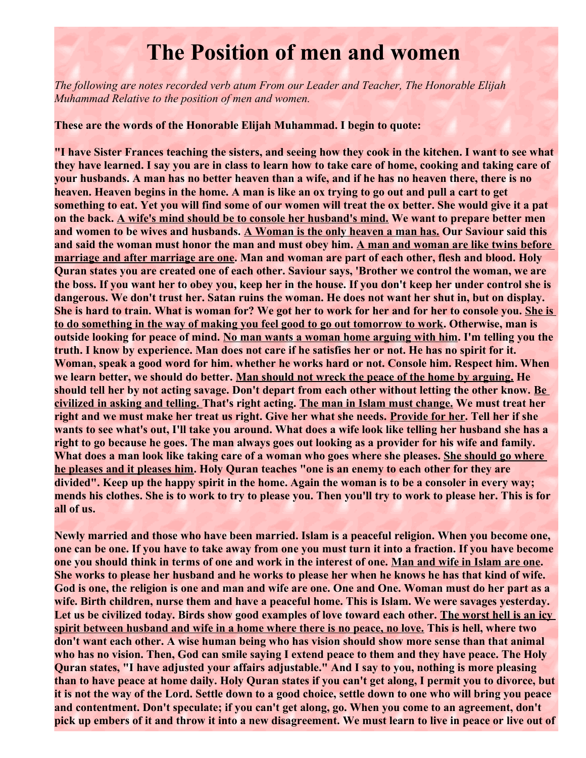# The Position of men and women

*The following are notes recorded verb atum From our Leader and Teacher, The Honorable Elijah Muhammad Relative to the position of men and women.*

**These are the words of the Honorable Elijah Muhammad. I begin to quote:**

**"I have Sister Frances teaching the sisters, and seeing how they cook in the kitchen. I want to see what they have learned. I say you are in class to learn how to take care of home, cooking and taking care of your husbands. A man has no better heaven than a wife, and if he has no heaven there, there is no heaven. Heaven begins in the home. A man is like an ox trying to go out and pull a cart to get something to eat. Yet you will find some of our women will treat the ox better. She would give it a pat on the back. <u>A wife's mind should be to console her husband's mind.</u> We want to prepare better men and women to be wives and husbands. <u>A Woman is the only heaven a man has.</u> Our Saviour said this and said the woman must honor the man and must obey him. <u>A man and woman are like twins before marriage and after marriage are one</u>. Man and woman are part of each other, flesh and blood. Holy Quran states you are created one of each other. Saviour says, 'Brother we control the woman, we are the boss. If you want her to obey you, keep her in the house. If you don't keep her under control she is dangerous. We don't trust her. Satan ruins the woman. He does not want her shut in, but on display. She is hard to train. What is woman for? We got her to work for her and for her to console you. <u>She is to do something in the way of making you feel good to go out tomorrow to work</u>. Otherwise, man is outside looking for peace of mind. <u>No man wants a woman home arguing with him</u>. I'm telling you the truth. I know by experience. Man does not care if he satisfies her or not. He has no spirit for it. Woman, speak a good word for him. whether he works hard or not. Console him. Respect him. When we learn better, we should do better. <u>Man should not wreck the peace of the home by arguing.</u> He should tell her by not acting savage. Don't depart from each other without letting the other know. <u>Be civilized in asking and telling.</u> That's right acting. <u>The man in Islam must change.</u> We must treat her right and we must make her treat us right. Give her what she needs. <u>Provide for her</u>. Tell her if she wants to see what's out, I'll take you around. What does a wife look like telling her husband she has a right to go because he goes. The man always goes out looking as a provider for his wife and family. What does a man look like taking care of a woman who goes where she pleases. <u>She should go where he pleases and it pleases him</u>. Holy Quran teaches "one is an enemy to each other for they are divided". Keep up the happy spirit in the home. Again the woman is to be a consoler in every way; mends his clothes. She is to work to try to please you. Then you'll try to work to please her. This is for all of us.**

**Newly married and those who have been married. Islam is a peaceful religion. When you become one, one can be one. If you have to take away from one you must turn it into a fraction. If you have become one you should think in terms of one and work in the interest of one. <u>Man and wife in Islam are one</u>. She works to please her husband and he works to please her when he knows he has that kind of wife. God is one, the religion is one and man and wife are one. One and One. Woman must do her part as a wife. Birth children, nurse them and have a peaceful home. This is Islam. We were savages yesterday. Let us be civilized today. Birds show good examples of love toward each other. <u>The worst hell is an icy spirit between husband and wife in a home where there is no peace, no love.</u> This is hell, where two don't want each other. A wise human being who has vision should show more sense than that animal who has no vision. Then, God can smile saying I extend peace to them and they have peace. The Holy Quran states, "I have adjusted your affairs adjustable." And I say to you, nothing is more pleasing than to have peace at home daily. Holy Quran states if you can't get along, I permit you to divorce, but it is not the way of the Lord. Settle down to a good choice, settle down to one who will bring you peace and contentment. Don't speculate; if you can't get along, go. When you come to an agreement, don't pick up embers of it and throw it into a new disagreement. We must learn to live in peace or live out of**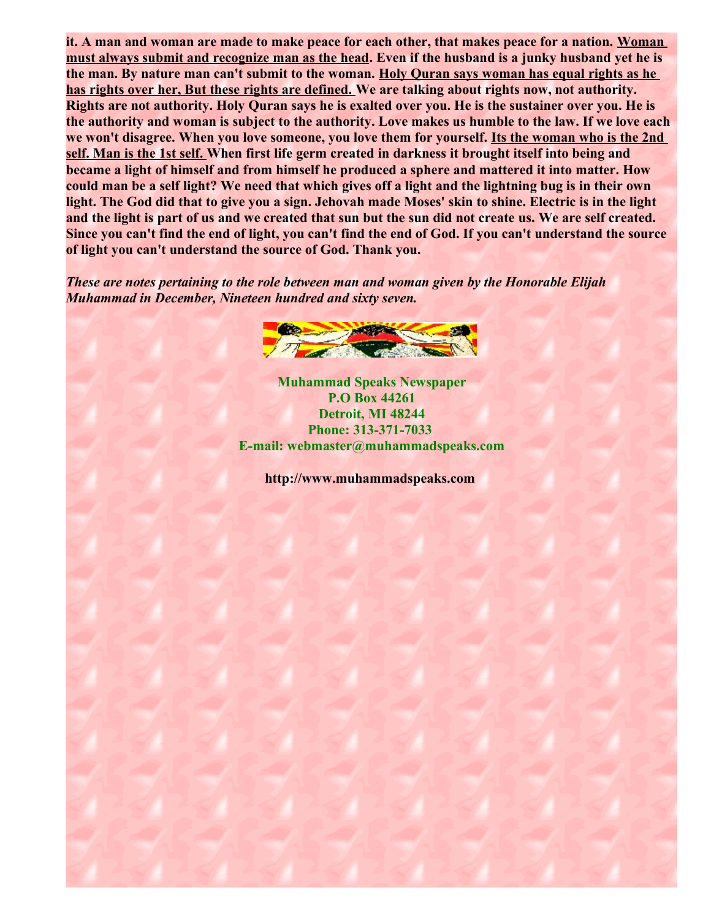**it. A man and woman are made to make peace for each other, that makes peace for a nation. <u>Woman must always submit and recognize man as the head</u>. Even if the husband is a junky husband yet he is the man. By nature man can't submit to the woman. <u>Holy Quran says woman has equal rights as he has rights over her, But these rights are defined.</u> We are talking about rights now, not authority. Rights are not authority. Holy Quran says he is exalted over you. He is the sustainer over you. He is the authority and woman is subject to the authority. Love makes us humble to the law. If we love each we won't disagree. When you love someone, you love them for yourself. <u>Its the woman who is the 2nd self. Man is the 1st self.</u> When first life germ created in darkness it brought itself into being and became a light of himself and from himself he produced a sphere and mattered it into matter. How could man be a self light? We need that which gives off a light and the lightning bug is in their own light. The God did that to give you a sign. Jehovah made Moses' skin to shine. Electric is in the light and the light is part of us and we created that sun but the sun did not create us. We are self created. Since you can't find the end of light, you can't find the end of God. If you can't understand the source of light you can't understand the source of God. Thank you.**

***These are notes pertaining to the role between man and woman given by the Honorable Elijah Muhammad in December, Nineteen hundred and sixty seven.***

**Muhammad Speaks Newspaper**
**P.O Box 44261**
**Detroit, MI 48244**
**Phone: 313-371-7033**
**E-mail: webmaster@muhammadspeaks.com**

**http://www.muhammadspeaks.com**